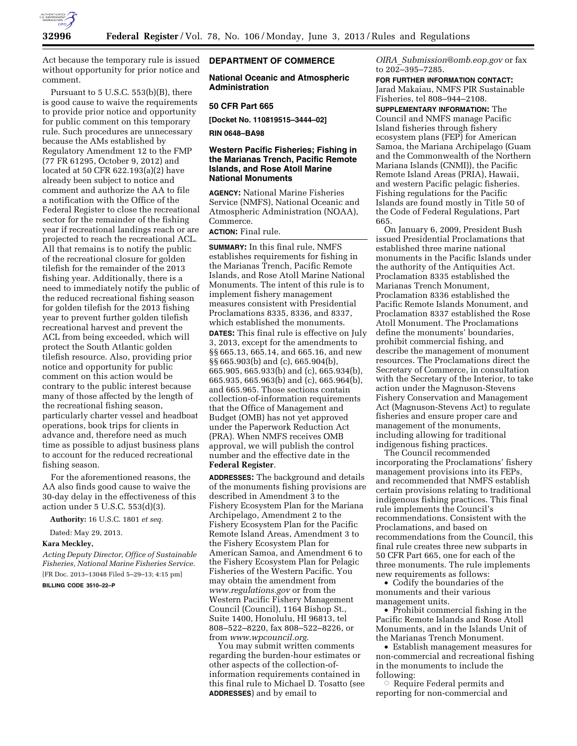Act because the temporary rule is issued without opportunity for prior notice and comment.

Pursuant to 5 U.S.C. 553(b)(B), there is good cause to waive the requirements to provide prior notice and opportunity for public comment on this temporary rule. Such procedures are unnecessary because the AMs established by Regulatory Amendment 12 to the FMP (77 FR 61295, October 9, 2012) and located at 50 CFR 622.193(a)(2) have already been subject to notice and comment and authorize the AA to file a notification with the Office of the Federal Register to close the recreational sector for the remainder of the fishing year if recreational landings reach or are projected to reach the recreational ACL. All that remains is to notify the public of the recreational closure for golden tilefish for the remainder of the 2013 fishing year. Additionally, there is a need to immediately notify the public of the reduced recreational fishing season for golden tilefish for the 2013 fishing year to prevent further golden tilefish recreational harvest and prevent the ACL from being exceeded, which will protect the South Atlantic golden tilefish resource. Also, providing prior notice and opportunity for public comment on this action would be contrary to the public interest because many of those affected by the length of the recreational fishing season, particularly charter vessel and headboat operations, book trips for clients in advance and, therefore need as much time as possible to adjust business plans to account for the reduced recreational fishing season.

For the aforementioned reasons, the AA also finds good cause to waive the 30-day delay in the effectiveness of this action under 5 U.S.C. 553(d)(3).

**Authority:** 16 U.S.C. 1801 *et seq.*

Dated: May 29, 2013.

**Kara Meckley,**

*Acting Deputy Director, Office of Sustainable Fisheries, National Marine Fisheries Service.*

[FR Doc. 2013–13048 Filed 5–29–13; 4:15 pm]

**BILLING CODE 3510–22–P**

## DEPARTMENT OF COMMERCE

### National Oceanic and Atmospheric Administration

### 50 CFR Part 665

**[Docket No. 110819515–3444–02]**

**RIN 0648–BA98**

### Western Pacific Fisheries; Fishing in the Marianas Trench, Pacific Remote Islands, and Rose Atoll Marine National Monuments

**AGENCY:** National Marine Fisheries Service (NMFS), National Oceanic and Atmospheric Administration (NOAA), Commerce.

**ACTION:** Final rule.

**SUMMARY:** In this final rule, NMFS establishes requirements for fishing in the Marianas Trench, Pacific Remote Islands, and Rose Atoll Marine National Monuments. The intent of this rule is to implement fishery management measures consistent with Presidential Proclamations 8335, 8336, and 8337, which established the monuments.

**DATES:** This final rule is effective on July 3, 2013, except for the amendments to §§ 665.13, 665.14, and 665.16, and new §§ 665.903(b) and (c), 665.904(b), 665.905, 665.933(b) and (c), 665.934(b), 665.935, 665.963(b) and (c), 665.964(b), and 665.965. Those sections contain collection-of-information requirements that the Office of Management and Budget (OMB) has not yet approved under the Paperwork Reduction Act (PRA). When NMFS receives OMB approval, we will publish the control number and the effective date in the **Federal Register**.

**ADDRESSES:** The background and details of the monuments fishing provisions are described in Amendment 3 to the Fishery Ecosystem Plan for the Mariana Archipelago, Amendment 2 to the Fishery Ecosystem Plan for the Pacific Remote Island Areas, Amendment 3 to the Fishery Ecosystem Plan for American Samoa, and Amendment 6 to the Fishery Ecosystem Plan for Pelagic Fisheries of the Western Pacific. You may obtain the amendment from *www.regulations.gov* or from the Western Pacific Fishery Management Council (Council), 1164 Bishop St., Suite 1400, Honolulu, HI 96813, tel 808–522–8220, fax 808–522–8226, or from *www.wpcouncil.org*.

You may submit written comments regarding the burden-hour estimates or other aspects of the collection-of-information requirements contained in this final rule to Michael D. Tosatto (see **ADDRESSES**) and by email to *OIRA_Submission@omb.eop.gov* or fax to 202–395–7285.

**FOR FURTHER INFORMATION CONTACT:** Jarad Makaiau, NMFS PIR Sustainable Fisheries, tel 808–944–2108.

**SUPPLEMENTARY INFORMATION:** The Council and NMFS manage Pacific Island fisheries through fishery ecosystem plans (FEP) for American Samoa, the Mariana Archipelago (Guam and the Commonwealth of the Northern Mariana Islands (CNMI)), the Pacific Remote Island Areas (PRIA), Hawaii, and western Pacific pelagic fisheries. Fishing regulations for the Pacific Islands are found mostly in Title 50 of the Code of Federal Regulations, Part 665.

On January 6, 2009, President Bush issued Presidential Proclamations that established three marine national monuments in the Pacific Islands under the authority of the Antiquities Act. Proclamation 8335 established the Marianas Trench Monument, Proclamation 8336 established the Pacific Remote Islands Monument, and Proclamation 8337 established the Rose Atoll Monument. The Proclamations define the monuments' boundaries, prohibit commercial fishing, and describe the management of monument resources. The Proclamations direct the Secretary of Commerce, in consultation with the Secretary of the Interior, to take action under the Magnuson-Stevens Fishery Conservation and Management Act (Magnuson-Stevens Act) to regulate fisheries and ensure proper care and management of the monuments, including allowing for traditional indigenous fishing practices.

The Council recommended incorporating the Proclamations' fishery management provisions into its FEPs, and recommended that NMFS establish certain provisions relating to traditional indigenous fishing practices. This final rule implements the Council's recommendations. Consistent with the Proclamations, and based on recommendations from the Council, this final rule creates three new subparts in 50 CFR Part 665, one for each of the three monuments. The rule implements new requirements as follows:

- Codify the boundaries of the monuments and their various management units.
- Prohibit commercial fishing in the Pacific Remote Islands and Rose Atoll Monuments, and in the Islands Unit of the Marianas Trench Monument.
- Establish management measures for non-commercial and recreational fishing in the monuments to include the following:
  - ○ Require Federal permits and reporting for non-commercial and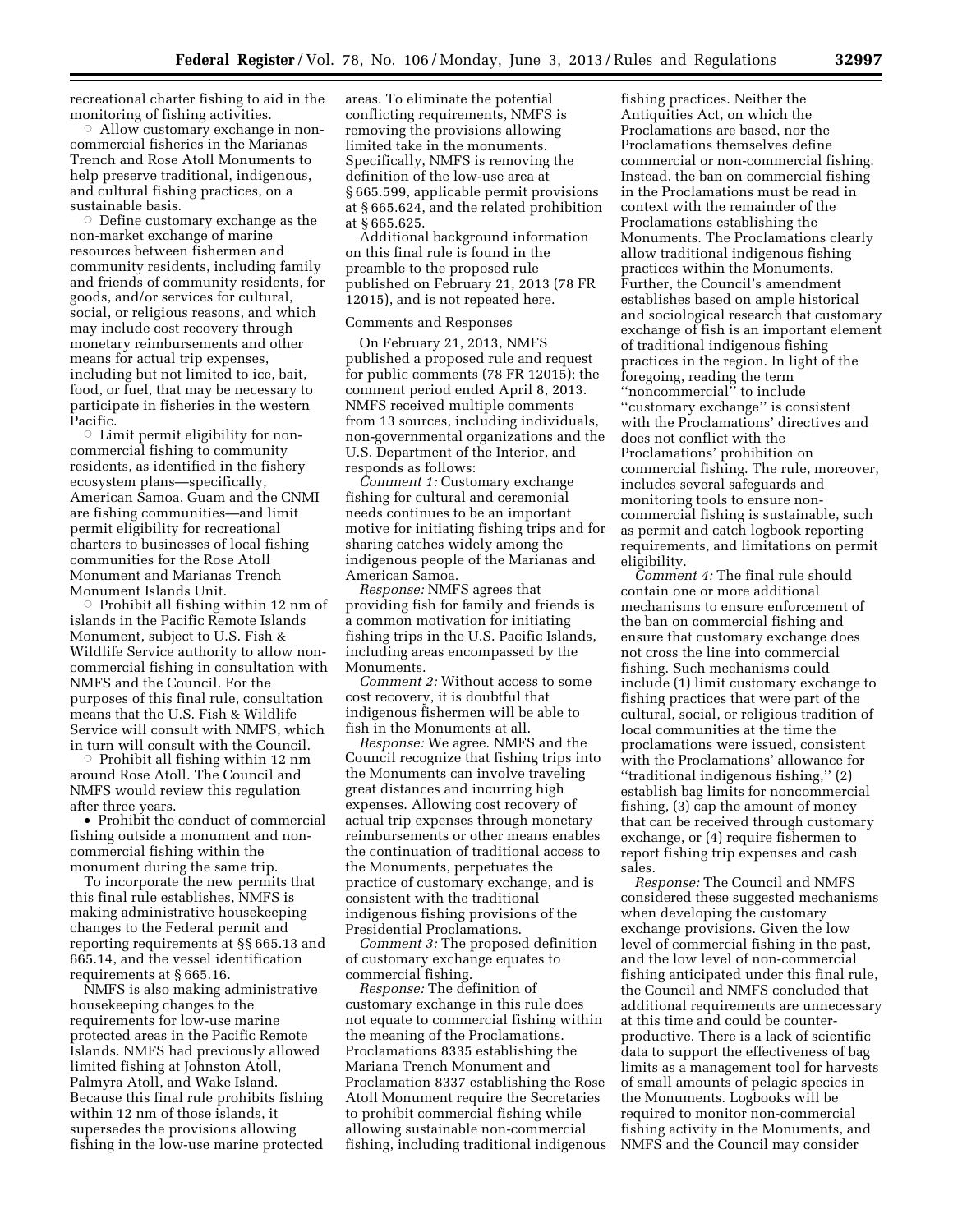recreational charter fishing to aid in the monitoring of fishing activities.

- Allow customary exchange in non-commercial fisheries in the Marianas Trench and Rose Atoll Monuments to help preserve traditional, indigenous, and cultural fishing practices, on a sustainable basis.
- Define customary exchange as the non-market exchange of marine resources between fishermen and community residents, including family and friends of community residents, for goods, and/or services for cultural, social, or religious reasons, and which may include cost recovery through monetary reimbursements and other means for actual trip expenses, including but not limited to ice, bait, food, or fuel, that may be necessary to participate in fisheries in the western Pacific.
- Limit permit eligibility for non-commercial fishing to community residents, as identified in the fishery ecosystem plans—specifically, American Samoa, Guam and the CNMI are fishing communities—and limit permit eligibility for recreational charters to businesses of local fishing communities for the Rose Atoll Monument and Marianas Trench Monument Islands Unit.
- Prohibit all fishing within 12 nm of islands in the Pacific Remote Islands Monument, subject to U.S. Fish & Wildlife Service authority to allow non-commercial fishing in consultation with NMFS and the Council. For the purposes of this final rule, consultation means that the U.S. Fish & Wildlife Service will consult with NMFS, which in turn will consult with the Council.
- Prohibit all fishing within 12 nm around Rose Atoll. The Council and NMFS would review this regulation after three years.

- Prohibit the conduct of commercial fishing outside a monument and non-commercial fishing within the monument during the same trip.

To incorporate the new permits that this final rule establishes, NMFS is making administrative housekeeping changes to the Federal permit and reporting requirements at §§ 665.13 and 665.14, and the vessel identification requirements at § 665.16.

NMFS is also making administrative housekeeping changes to the requirements for low-use marine protected areas in the Pacific Remote Islands. NMFS had previously allowed limited fishing at Johnston Atoll, Palmyra Atoll, and Wake Island. Because this final rule prohibits fishing within 12 nm of those islands, it supersedes the provisions allowing fishing in the low-use marine protected areas. To eliminate the potential conflicting requirements, NMFS is removing the provisions allowing limited take in the monuments. Specifically, NMFS is removing the definition of the low-use area at § 665.599, applicable permit provisions at § 665.624, and the related prohibition at § 665.625.

Additional background information on this final rule is found in the preamble to the proposed rule published on February 21, 2013 (78 FR 12015), and is not repeated here.

Comments and Responses

On February 21, 2013, NMFS published a proposed rule and request for public comments (78 FR 12015); the comment period ended April 8, 2013. NMFS received multiple comments from 13 sources, including individuals, non-governmental organizations and the U.S. Department of the Interior, and responds as follows:

*Comment 1:* Customary exchange fishing for cultural and ceremonial needs continues to be an important motive for initiating fishing trips and for sharing catches widely among the indigenous people of the Marianas and American Samoa.

*Response:* NMFS agrees that providing fish for family and friends is a common motivation for initiating fishing trips in the U.S. Pacific Islands, including areas encompassed by the Monuments.

*Comment 2:* Without access to some cost recovery, it is doubtful that indigenous fishermen will be able to fish in the Monuments at all.

*Response:* We agree. NMFS and the Council recognize that fishing trips into the Monuments can involve traveling great distances and incurring high expenses. Allowing cost recovery of actual trip expenses through monetary reimbursements or other means enables the continuation of traditional access to the Monuments, perpetuates the practice of customary exchange, and is consistent with the traditional indigenous fishing provisions of the Presidential Proclamations.

*Comment 3:* The proposed definition of customary exchange equates to commercial fishing.

*Response:* The definition of customary exchange in this rule does not equate to commercial fishing within the meaning of the Proclamations. Proclamations 8335 establishing the Mariana Trench Monument and Proclamation 8337 establishing the Rose Atoll Monument require the Secretaries to prohibit commercial fishing while allowing sustainable non-commercial fishing, including traditional indigenous fishing practices. Neither the Antiquities Act, on which the Proclamations are based, nor the Proclamations themselves define commercial or non-commercial fishing. Instead, the ban on commercial fishing in the Proclamations must be read in context with the remainder of the Proclamations establishing the Monuments. The Proclamations clearly allow traditional indigenous fishing practices within the Monuments. Further, the Council's amendment establishes based on ample historical and sociological research that customary exchange of fish is an important element of traditional indigenous fishing practices in the region. In light of the foregoing, reading the term ''noncommercial'' to include ''customary exchange'' is consistent with the Proclamations' directives and does not conflict with the Proclamations' prohibition on commercial fishing. The rule, moreover, includes several safeguards and monitoring tools to ensure non-commercial fishing is sustainable, such as permit and catch logbook reporting requirements, and limitations on permit eligibility.

*Comment 4:* The final rule should contain one or more additional mechanisms to ensure enforcement of the ban on commercial fishing and ensure that customary exchange does not cross the line into commercial fishing. Such mechanisms could include (1) limit customary exchange to fishing practices that were part of the cultural, social, or religious tradition of local communities at the time the proclamations were issued, consistent with the Proclamations' allowance for ''traditional indigenous fishing,'' (2) establish bag limits for noncommercial fishing, (3) cap the amount of money that can be received through customary exchange, or (4) require fishermen to report fishing trip expenses and cash sales.

*Response:* The Council and NMFS considered these suggested mechanisms when developing the customary exchange provisions. Given the low level of commercial fishing in the past, and the low level of non-commercial fishing anticipated under this final rule, the Council and NMFS concluded that additional requirements are unnecessary at this time and could be counter-productive. There is a lack of scientific data to support the effectiveness of bag limits as a management tool for harvests of small amounts of pelagic species in the Monuments. Logbooks will be required to monitor non-commercial fishing activity in the Monuments, and NMFS and the Council may consider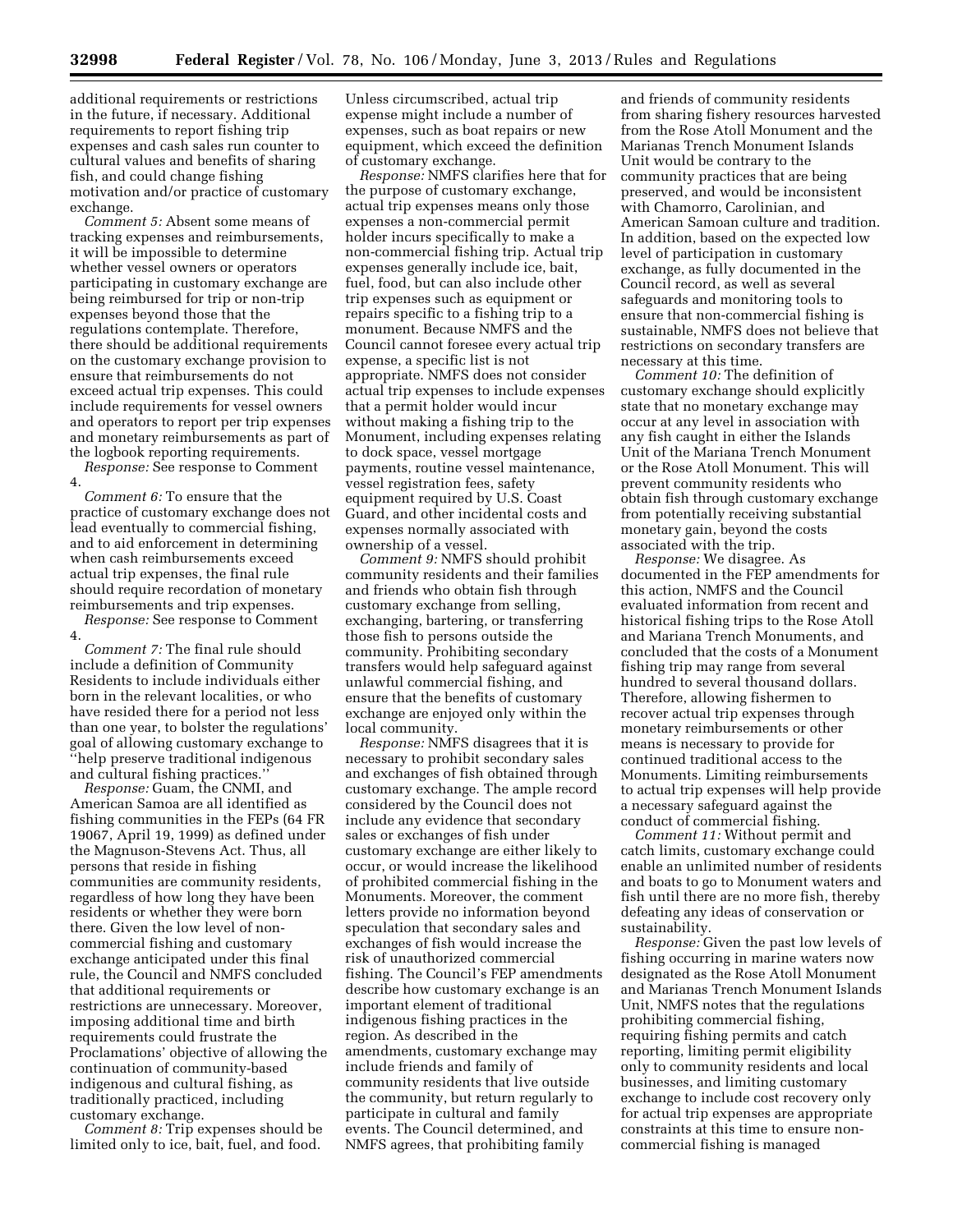additional requirements or restrictions in the future, if necessary. Additional requirements to report fishing trip expenses and cash sales run counter to cultural values and benefits of sharing fish, and could change fishing motivation and/or practice of customary exchange.

*Comment 5:* Absent some means of tracking expenses and reimbursements, it will be impossible to determine whether vessel owners or operators participating in customary exchange are being reimbursed for trip or non-trip expenses beyond those that the regulations contemplate. Therefore, there should be additional requirements on the customary exchange provision to ensure that reimbursements do not exceed actual trip expenses. This could include requirements for vessel owners and operators to report per trip expenses and monetary reimbursements as part of the logbook reporting requirements.

*Response:* See response to Comment 4.

*Comment 6:* To ensure that the practice of customary exchange does not lead eventually to commercial fishing, and to aid enforcement in determining when cash reimbursements exceed actual trip expenses, the final rule should require recordation of monetary reimbursements and trip expenses.

*Response:* See response to Comment 4.

*Comment 7:* The final rule should include a definition of Community Residents to include individuals either born in the relevant localities, or who have resided there for a period not less than one year, to bolster the regulations' goal of allowing customary exchange to ''help preserve traditional indigenous and cultural fishing practices.''

*Response:* Guam, the CNMI, and American Samoa are all identified as fishing communities in the FEPs (64 FR 19067, April 19, 1999) as defined under the Magnuson-Stevens Act. Thus, all persons that reside in fishing communities are community residents, regardless of how long they have been residents or whether they were born there. Given the low level of non-commercial fishing and customary exchange anticipated under this final rule, the Council and NMFS concluded that additional requirements or restrictions are unnecessary. Moreover, imposing additional time and birth requirements could frustrate the Proclamations' objective of allowing the continuation of community-based indigenous and cultural fishing, as traditionally practiced, including customary exchange.

*Comment 8:* Trip expenses should be limited only to ice, bait, fuel, and food. Unless circumscribed, actual trip expense might include a number of expenses, such as boat repairs or new equipment, which exceed the definition of customary exchange.

*Response:* NMFS clarifies here that for the purpose of customary exchange, actual trip expenses means only those expenses a non-commercial permit holder incurs specifically to make a non-commercial fishing trip. Actual trip expenses generally include ice, bait, fuel, food, but can also include other trip expenses such as equipment or repairs specific to a fishing trip to a monument. Because NMFS and the Council cannot foresee every actual trip expense, a specific list is not appropriate. NMFS does not consider actual trip expenses to include expenses that a permit holder would incur without making a fishing trip to the Monument, including expenses relating to dock space, vessel mortgage payments, routine vessel maintenance, vessel registration fees, safety equipment required by U.S. Coast Guard, and other incidental costs and expenses normally associated with ownership of a vessel.

*Comment 9:* NMFS should prohibit community residents and their families and friends who obtain fish through customary exchange from selling, exchanging, bartering, or transferring those fish to persons outside the community. Prohibiting secondary transfers would help safeguard against unlawful commercial fishing, and ensure that the benefits of customary exchange are enjoyed only within the local community.

*Response:* NMFS disagrees that it is necessary to prohibit secondary sales and exchanges of fish obtained through customary exchange. The ample record considered by the Council does not include any evidence that secondary sales or exchanges of fish under customary exchange are either likely to occur, or would increase the likelihood of prohibited commercial fishing in the Monuments. Moreover, the comment letters provide no information beyond speculation that secondary sales and exchanges of fish would increase the risk of unauthorized commercial fishing. The Council's FEP amendments describe how customary exchange is an important element of traditional indigenous fishing practices in the region. As described in the amendments, customary exchange may include friends and family of community residents that live outside the community, but return regularly to participate in cultural and family events. The Council determined, and NMFS agrees, that prohibiting family and friends of community residents from sharing fishery resources harvested from the Rose Atoll Monument and the Marianas Trench Monument Islands Unit would be contrary to the community practices that are being preserved, and would be inconsistent with Chamorro, Carolinian, and American Samoan culture and tradition. In addition, based on the expected low level of participation in customary exchange, as fully documented in the Council record, as well as several safeguards and monitoring tools to ensure that non-commercial fishing is sustainable, NMFS does not believe that restrictions on secondary transfers are necessary at this time.

*Comment 10:* The definition of customary exchange should explicitly state that no monetary exchange may occur at any level in association with any fish caught in either the Islands Unit of the Mariana Trench Monument or the Rose Atoll Monument. This will prevent community residents who obtain fish through customary exchange from potentially receiving substantial monetary gain, beyond the costs associated with the trip.

*Response:* We disagree. As documented in the FEP amendments for this action, NMFS and the Council evaluated information from recent and historical fishing trips to the Rose Atoll and Mariana Trench Monuments, and concluded that the costs of a Monument fishing trip may range from several hundred to several thousand dollars. Therefore, allowing fishermen to recover actual trip expenses through monetary reimbursements or other means is necessary to provide for continued traditional access to the Monuments. Limiting reimbursements to actual trip expenses will help provide a necessary safeguard against the conduct of commercial fishing.

*Comment 11:* Without permit and catch limits, customary exchange could enable an unlimited number of residents and boats to go to Monument waters and fish until there are no more fish, thereby defeating any ideas of conservation or sustainability.

*Response:* Given the past low levels of fishing occurring in marine waters now designated as the Rose Atoll Monument and Marianas Trench Monument Islands Unit, NMFS notes that the regulations prohibiting commercial fishing, requiring fishing permits and catch reporting, limiting permit eligibility only to community residents and local businesses, and limiting customary exchange to include cost recovery only for actual trip expenses are appropriate constraints at this time to ensure non-commercial fishing is managed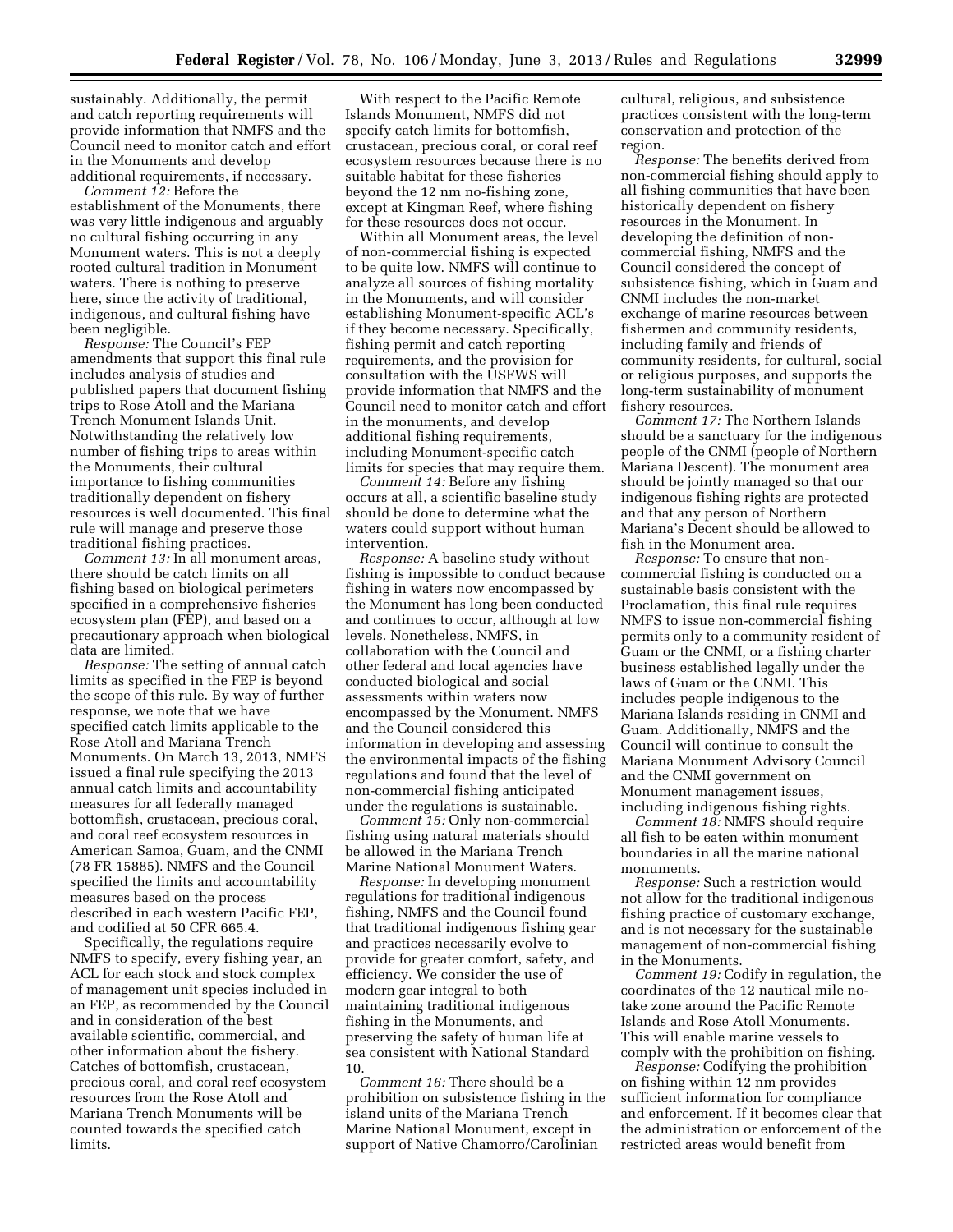sustainably. Additionally, the permit and catch reporting requirements will provide information that NMFS and the Council need to monitor catch and effort in the Monuments and develop additional requirements, if necessary.

*Comment 12:* Before the establishment of the Monuments, there was very little indigenous and arguably no cultural fishing occurring in any Monument waters. This is not a deeply rooted cultural tradition in Monument waters. There is nothing to preserve here, since the activity of traditional, indigenous, and cultural fishing have been negligible.

*Response:* The Council's FEP amendments that support this final rule includes analysis of studies and published papers that document fishing trips to Rose Atoll and the Mariana Trench Monument Islands Unit. Notwithstanding the relatively low number of fishing trips to areas within the Monuments, their cultural importance to fishing communities traditionally dependent on fishery resources is well documented. This final rule will manage and preserve those traditional fishing practices.

*Comment 13:* In all monument areas, there should be catch limits on all fishing based on biological perimeters specified in a comprehensive fisheries ecosystem plan (FEP), and based on a precautionary approach when biological data are limited.

*Response:* The setting of annual catch limits as specified in the FEP is beyond the scope of this rule. By way of further response, we note that we have specified catch limits applicable to the Rose Atoll and Mariana Trench Monuments. On March 13, 2013, NMFS issued a final rule specifying the 2013 annual catch limits and accountability measures for all federally managed bottomfish, crustacean, precious coral, and coral reef ecosystem resources in American Samoa, Guam, and the CNMI (78 FR 15885). NMFS and the Council specified the limits and accountability measures based on the process described in each western Pacific FEP, and codified at 50 CFR 665.4.

Specifically, the regulations require NMFS to specify, every fishing year, an ACL for each stock and stock complex of management unit species included in an FEP, as recommended by the Council and in consideration of the best available scientific, commercial, and other information about the fishery. Catches of bottomfish, crustacean, precious coral, and coral reef ecosystem resources from the Rose Atoll and Mariana Trench Monuments will be counted towards the specified catch limits.

With respect to the Pacific Remote Islands Monument, NMFS did not specify catch limits for bottomfish, crustacean, precious coral, or coral reef ecosystem resources because there is no suitable habitat for these fisheries beyond the 12 nm no-fishing zone, except at Kingman Reef, where fishing for these resources does not occur.

Within all Monument areas, the level of non-commercial fishing is expected to be quite low. NMFS will continue to analyze all sources of fishing mortality in the Monuments, and will consider establishing Monument-specific ACL's if they become necessary. Specifically, fishing permit and catch reporting requirements, and the provision for consultation with the USFWS will provide information that NMFS and the Council need to monitor catch and effort in the monuments, and develop additional fishing requirements, including Monument-specific catch limits for species that may require them.

*Comment 14:* Before any fishing occurs at all, a scientific baseline study should be done to determine what the waters could support without human intervention.

*Response:* A baseline study without fishing is impossible to conduct because fishing in waters now encompassed by the Monument has long been conducted and continues to occur, although at low levels. Nonetheless, NMFS, in collaboration with the Council and other federal and local agencies have conducted biological and social assessments within waters now encompassed by the Monument. NMFS and the Council considered this information in developing and assessing the environmental impacts of the fishing regulations and found that the level of non-commercial fishing anticipated under the regulations is sustainable.

*Comment 15:* Only non-commercial fishing using natural materials should be allowed in the Mariana Trench Marine National Monument Waters.

*Response:* In developing monument regulations for traditional indigenous fishing, NMFS and the Council found that traditional indigenous fishing gear and practices necessarily evolve to provide for greater comfort, safety, and efficiency. We consider the use of modern gear integral to both maintaining traditional indigenous fishing in the Monuments, and preserving the safety of human life at sea consistent with National Standard 10.

*Comment 16:* There should be a prohibition on subsistence fishing in the island units of the Mariana Trench Marine National Monument, except in support of Native Chamorro/Carolinian cultural, religious, and subsistence practices consistent with the long-term conservation and protection of the region.

*Response:* The benefits derived from non-commercial fishing should apply to all fishing communities that have been historically dependent on fishery resources in the Monument. In developing the definition of non-commercial fishing, NMFS and the Council considered the concept of subsistence fishing, which in Guam and CNMI includes the non-market exchange of marine resources between fishermen and community residents, including family and friends of community residents, for cultural, social or religious purposes, and supports the long-term sustainability of monument fishery resources.

*Comment 17:* The Northern Islands should be a sanctuary for the indigenous people of the CNMI (people of Northern Mariana Descent). The monument area should be jointly managed so that our indigenous fishing rights are protected and that any person of Northern Mariana's Decent should be allowed to fish in the Monument area.

*Response:* To ensure that non-commercial fishing is conducted on a sustainable basis consistent with the Proclamation, this final rule requires NMFS to issue non-commercial fishing permits only to a community resident of Guam or the CNMI, or a fishing charter business established legally under the laws of Guam or the CNMI. This includes people indigenous to the Mariana Islands residing in CNMI and Guam. Additionally, NMFS and the Council will continue to consult the Mariana Monument Advisory Council and the CNMI government on Monument management issues, including indigenous fishing rights.

*Comment 18:* NMFS should require all fish to be eaten within monument boundaries in all the marine national monuments.

*Response:* Such a restriction would not allow for the traditional indigenous fishing practice of customary exchange, and is not necessary for the sustainable management of non-commercial fishing in the Monuments.

*Comment 19:* Codify in regulation, the coordinates of the 12 nautical mile no-take zone around the Pacific Remote Islands and Rose Atoll Monuments. This will enable marine vessels to comply with the prohibition on fishing.

*Response:* Codifying the prohibition on fishing within 12 nm provides sufficient information for compliance and enforcement. If it becomes clear that the administration or enforcement of the restricted areas would benefit from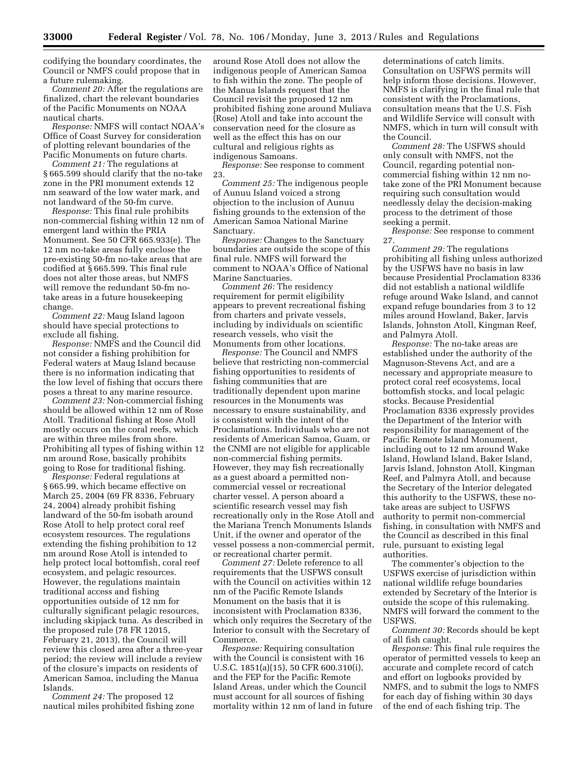codifying the boundary coordinates, the Council or NMFS could propose that in a future rulemaking.

*Comment 20:* After the regulations are finalized, chart the relevant boundaries of the Pacific Monuments on NOAA nautical charts.

*Response:* NMFS will contact NOAA's Office of Coast Survey for consideration of plotting relevant boundaries of the Pacific Monuments on future charts.

*Comment 21:* The regulations at § 665.599 should clarify that the no-take zone in the PRI monument extends 12 nm seaward of the low water mark, and not landward of the 50-fm curve.

*Response:* This final rule prohibits non-commercial fishing within 12 nm of emergent land within the PRIA Monument. See 50 CFR 665.933(e). The 12 nm no-take areas fully enclose the pre-existing 50-fm no-take areas that are codified at § 665.599. This final rule does not alter those areas, but NMFS will remove the redundant 50-fm no-take areas in a future housekeeping change.

*Comment 22:* Maug Island lagoon should have special protections to exclude all fishing.

*Response:* NMFS and the Council did not consider a fishing prohibition for Federal waters at Maug Island because there is no information indicating that the low level of fishing that occurs there poses a threat to any marine resource.

*Comment 23:* Non-commercial fishing should be allowed within 12 nm of Rose Atoll. Traditional fishing at Rose Atoll mostly occurs on the coral reefs, which are within three miles from shore. Prohibiting all types of fishing within 12 nm around Rose, basically prohibits going to Rose for traditional fishing.

*Response:* Federal regulations at § 665.99, which became effective on March 25, 2004 (69 FR 8336, February 24, 2004) already prohibit fishing landward of the 50-fm isobath around Rose Atoll to help protect coral reef ecosystem resources. The regulations extending the fishing prohibition to 12 nm around Rose Atoll is intended to help protect local bottomfish, coral reef ecosystem, and pelagic resources. However, the regulations maintain traditional access and fishing opportunities outside of 12 nm for culturally significant pelagic resources, including skipjack tuna. As described in the proposed rule (78 FR 12015, February 21, 2013), the Council will review this closed area after a three-year period; the review will include a review of the closure's impacts on residents of American Samoa, including the Manua Islands.

*Comment 24:* The proposed 12 nautical miles prohibited fishing zone around Rose Atoll does not allow the indigenous people of American Samoa to fish within the zone. The people of the Manua Islands request that the Council revisit the proposed 12 nm prohibited fishing zone around Muliava (Rose) Atoll and take into account the conservation need for the closure as well as the effect this has on our cultural and religious rights as indigenous Samoans.

*Response:* See response to comment 23.

*Comment 25:* The indigenous people of Aunuu Island voiced a strong objection to the inclusion of Aunuu fishing grounds to the extension of the American Samoa National Marine Sanctuary.

*Response:* Changes to the Sanctuary boundaries are outside the scope of this final rule. NMFS will forward the comment to NOAA's Office of National Marine Sanctuaries.

*Comment 26:* The residency requirement for permit eligibility appears to prevent recreational fishing from charters and private vessels, including by individuals on scientific research vessels, who visit the Monuments from other locations.

*Response:* The Council and NMFS believe that restricting non-commercial fishing opportunities to residents of fishing communities that are traditionally dependent upon marine resources in the Monuments was necessary to ensure sustainability, and is consistent with the intent of the Proclamations. Individuals who are not residents of American Samoa, Guam, or the CNMI are not eligible for applicable non-commercial fishing permits. However, they may fish recreationally as a guest aboard a permitted non-commercial vessel or recreational charter vessel. A person aboard a scientific research vessel may fish recreationally only in the Rose Atoll and the Mariana Trench Monuments Islands Unit, if the owner and operator of the vessel possess a non-commercial permit, or recreational charter permit.

*Comment 27:* Delete reference to all requirements that the USFWS consult with the Council on activities within 12 nm of the Pacific Remote Islands Monument on the basis that it is inconsistent with Proclamation 8336, which only requires the Secretary of the Interior to consult with the Secretary of Commerce.

*Response:* Requiring consultation with the Council is consistent with 16 U.S.C. 1851(a)(15), 50 CFR 600.310(i), and the FEP for the Pacific Remote Island Areas, under which the Council must account for all sources of fishing mortality within 12 nm of land in future determinations of catch limits. Consultation on USFWS permits will help inform those decisions. However, NMFS is clarifying in the final rule that consistent with the Proclamations, consultation means that the U.S. Fish and Wildlife Service will consult with NMFS, which in turn will consult with the Council.

*Comment 28:* The USFWS should only consult with NMFS, not the Council, regarding potential non-commercial fishing within 12 nm no-take zone of the PRI Monument because requiring such consultation would needlessly delay the decision-making process to the detriment of those seeking a permit.

*Response:* See response to comment 27.

*Comment 29:* The regulations prohibiting all fishing unless authorized by the USFWS have no basis in law because Presidential Proclamation 8336 did not establish a national wildlife refuge around Wake Island, and cannot expand refuge boundaries from 3 to 12 miles around Howland, Baker, Jarvis Islands, Johnston Atoll, Kingman Reef, and Palmyra Atoll.

*Response:* The no-take areas are established under the authority of the Magnuson-Stevens Act, and are a necessary and appropriate measure to protect coral reef ecosystems, local bottomfish stocks, and local pelagic stocks. Because Presidential Proclamation 8336 expressly provides the Department of the Interior with responsibility for management of the Pacific Remote Island Monument, including out to 12 nm around Wake Island, Howland Island, Baker Island, Jarvis Island, Johnston Atoll, Kingman Reef, and Palmyra Atoll, and because the Secretary of the Interior delegated this authority to the USFWS, these no-take areas are subject to USFWS authority to permit non-commercial fishing, in consultation with NMFS and the Council as described in this final rule, pursuant to existing legal authorities.

The commenter's objection to the USFWS exercise of jurisdiction within national wildlife refuge boundaries extended by Secretary of the Interior is outside the scope of this rulemaking. NMFS will forward the comment to the USFWS.

*Comment 30:* Records should be kept of all fish caught.

*Response:* This final rule requires the operator of permitted vessels to keep an accurate and complete record of catch and effort on logbooks provided by NMFS, and to submit the logs to NMFS for each day of fishing within 30 days of the end of each fishing trip. The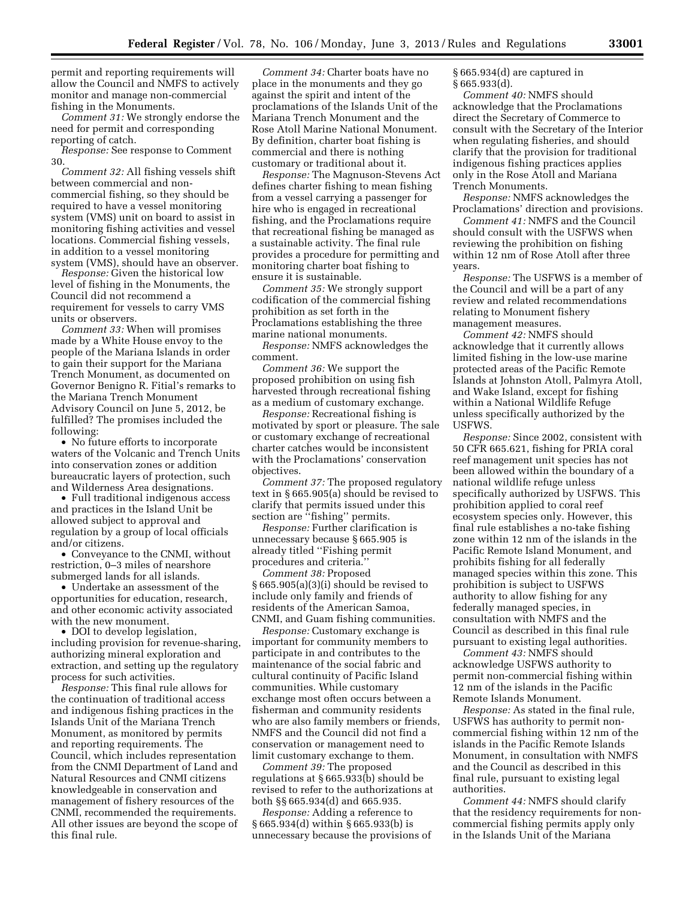permit and reporting requirements will allow the Council and NMFS to actively monitor and manage non-commercial fishing in the Monuments.

*Comment 31:* We strongly endorse the need for permit and corresponding reporting of catch.

*Response:* See response to Comment 30.

*Comment 32:* All fishing vessels shift between commercial and non-commercial fishing, so they should be required to have a vessel monitoring system (VMS) unit on board to assist in monitoring fishing activities and vessel locations. Commercial fishing vessels, in addition to a vessel monitoring system (VMS), should have an observer.

*Response:* Given the historical low level of fishing in the Monuments, the Council did not recommend a requirement for vessels to carry VMS units or observers.

*Comment 33:* When will promises made by a White House envoy to the people of the Mariana Islands in order to gain their support for the Mariana Trench Monument, as documented on Governor Benigno R. Fitial's remarks to the Mariana Trench Monument Advisory Council on June 5, 2012, be fulfilled? The promises included the following:

- No future efforts to incorporate waters of the Volcanic and Trench Units into conservation zones or addition bureaucratic layers of protection, such and Wilderness Area designations.
- Full traditional indigenous access and practices in the Island Unit be allowed subject to approval and regulation by a group of local officials and/or citizens.
- Conveyance to the CNMI, without restriction, 0–3 miles of nearshore submerged lands for all islands.
- Undertake an assessment of the opportunities for education, research, and other economic activity associated with the new monument.
- DOI to develop legislation, including provision for revenue-sharing, authorizing mineral exploration and extraction, and setting up the regulatory process for such activities.

*Response:* This final rule allows for the continuation of traditional access and indigenous fishing practices in the Islands Unit of the Mariana Trench Monument, as monitored by permits and reporting requirements. The Council, which includes representation from the CNMI Department of Land and Natural Resources and CNMI citizens knowledgeable in conservation and management of fishery resources of the CNMI, recommended the requirements. All other issues are beyond the scope of this final rule.

*Comment 34:* Charter boats have no place in the monuments and they go against the spirit and intent of the proclamations of the Islands Unit of the Mariana Trench Monument and the Rose Atoll Marine National Monument. By definition, charter boat fishing is commercial and there is nothing customary or traditional about it.

*Response:* The Magnuson-Stevens Act defines charter fishing to mean fishing from a vessel carrying a passenger for hire who is engaged in recreational fishing, and the Proclamations require that recreational fishing be managed as a sustainable activity. The final rule provides a procedure for permitting and monitoring charter boat fishing to ensure it is sustainable.

*Comment 35:* We strongly support codification of the commercial fishing prohibition as set forth in the Proclamations establishing the three marine national monuments.

*Response:* NMFS acknowledges the comment.

*Comment 36:* We support the proposed prohibition on using fish harvested through recreational fishing as a medium of customary exchange.

*Response:* Recreational fishing is motivated by sport or pleasure. The sale or customary exchange of recreational charter catches would be inconsistent with the Proclamations' conservation objectives.

*Comment 37:* The proposed regulatory text in § 665.905(a) should be revised to clarify that permits issued under this section are "fishing" permits.

*Response:* Further clarification is unnecessary because § 665.905 is already titled "Fishing permit procedures and criteria."

*Comment 38:* Proposed § 665.905(a)(3)(i) should be revised to include only family and friends of residents of the American Samoa, CNMI, and Guam fishing communities.

*Response:* Customary exchange is important for community members to participate in and contributes to the maintenance of the social fabric and cultural continuity of Pacific Island communities. While customary exchange most often occurs between a fisherman and community residents who are also family members or friends, NMFS and the Council did not find a conservation or management need to limit customary exchange to them.

*Comment 39:* The proposed regulations at § 665.933(b) should be revised to refer to the authorizations at both §§ 665.934(d) and 665.935.

*Response:* Adding a reference to § 665.934(d) within § 665.933(b) is unnecessary because the provisions of § 665.934(d) are captured in § 665.933(d).

*Comment 40:* NMFS should acknowledge that the Proclamations direct the Secretary of Commerce to consult with the Secretary of the Interior when regulating fisheries, and should clarify that the provision for traditional indigenous fishing practices applies only in the Rose Atoll and Mariana Trench Monuments.

*Response:* NMFS acknowledges the Proclamations' direction and provisions.

*Comment 41:* NMFS and the Council should consult with the USFWS when reviewing the prohibition on fishing within 12 nm of Rose Atoll after three years.

*Response:* The USFWS is a member of the Council and will be a part of any review and related recommendations relating to Monument fishery management measures.

*Comment 42:* NMFS should acknowledge that it currently allows limited fishing in the low-use marine protected areas of the Pacific Remote Islands at Johnston Atoll, Palmyra Atoll, and Wake Island, except for fishing within a National Wildlife Refuge unless specifically authorized by the USFWS.

*Response:* Since 2002, consistent with 50 CFR 665.621, fishing for PRIA coral reef management unit species has not been allowed within the boundary of a national wildlife refuge unless specifically authorized by USFWS. This prohibition applied to coral reef ecosystem species only. However, this final rule establishes a no-take fishing zone within 12 nm of the islands in the Pacific Remote Island Monument, and prohibits fishing for all federally managed species within this zone. This prohibition is subject to USFWS authority to allow fishing for any federally managed species, in consultation with NMFS and the Council as described in this final rule pursuant to existing legal authorities.

*Comment 43:* NMFS should acknowledge USFWS authority to permit non-commercial fishing within 12 nm of the islands in the Pacific Remote Islands Monument.

*Response:* As stated in the final rule, USFWS has authority to permit non-commercial fishing within 12 nm of the islands in the Pacific Remote Islands Monument, in consultation with NMFS and the Council as described in this final rule, pursuant to existing legal authorities.

*Comment 44:* NMFS should clarify that the residency requirements for non-commercial fishing permits apply only in the Islands Unit of the Mariana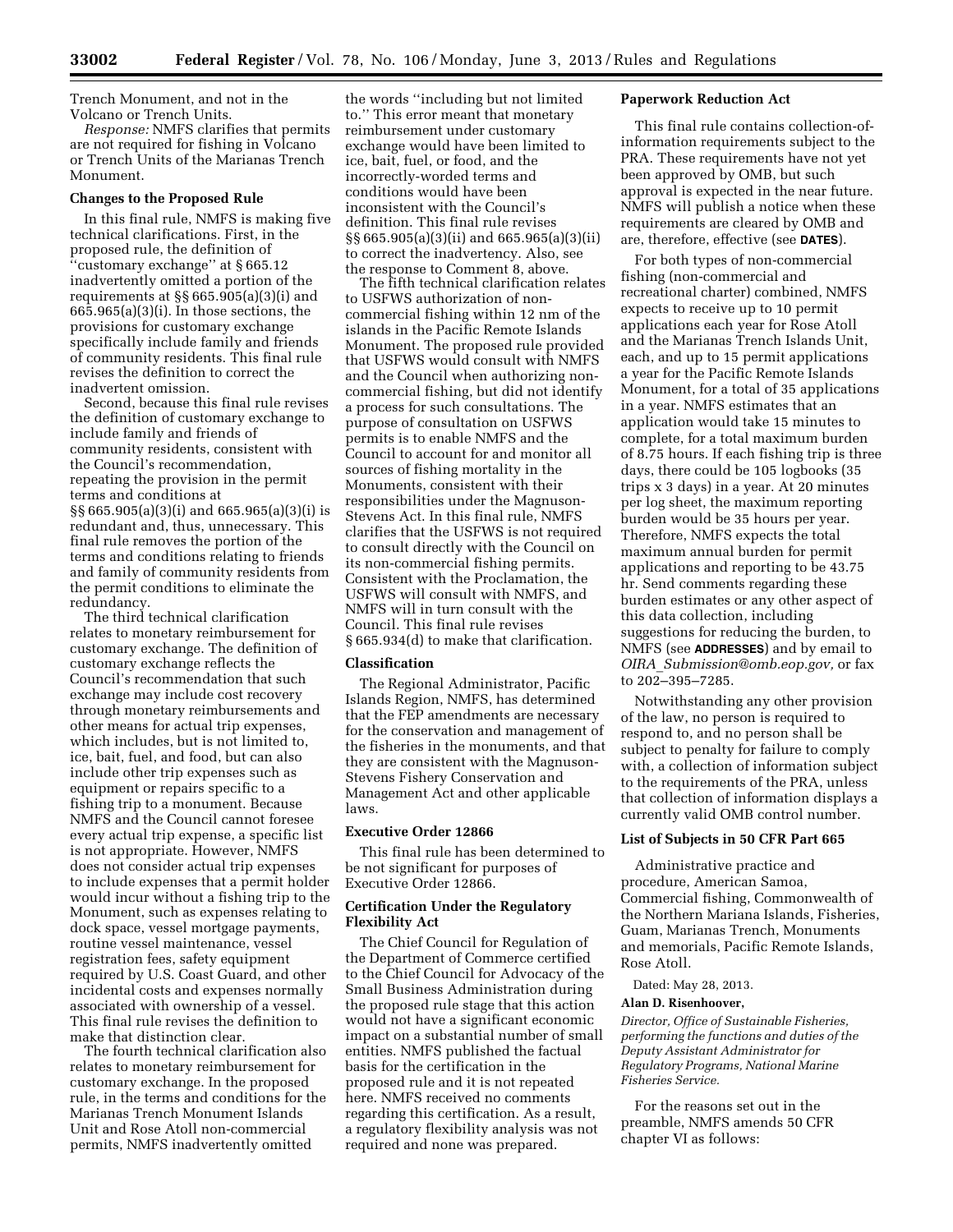Trench Monument, and not in the Volcano or Trench Units.

*Response:* NMFS clarifies that permits are not required for fishing in Volcano or Trench Units of the Marianas Trench Monument.

**Changes to the Proposed Rule**

In this final rule, NMFS is making five technical clarifications. First, in the proposed rule, the definition of ''customary exchange'' at § 665.12 inadvertently omitted a portion of the requirements at §§ 665.905(a)(3)(i) and 665.965(a)(3)(i). In those sections, the provisions for customary exchange specifically include family and friends of community residents. This final rule revises the definition to correct the inadvertent omission.

Second, because this final rule revises the definition of customary exchange to include family and friends of community residents, consistent with the Council's recommendation, repeating the provision in the permit terms and conditions at §§ 665.905(a)(3)(i) and 665.965(a)(3)(i) is redundant and, thus, unnecessary. This final rule removes the portion of the terms and conditions relating to friends and family of community residents from the permit conditions to eliminate the redundancy.

The third technical clarification relates to monetary reimbursement for customary exchange. The definition of customary exchange reflects the Council's recommendation that such exchange may include cost recovery through monetary reimbursements and other means for actual trip expenses, which includes, but is not limited to, ice, bait, fuel, and food, but can also include other trip expenses such as equipment or repairs specific to a fishing trip to a monument. Because NMFS and the Council cannot foresee every actual trip expense, a specific list is not appropriate. However, NMFS does not consider actual trip expenses to include expenses that a permit holder would incur without a fishing trip to the Monument, such as expenses relating to dock space, vessel mortgage payments, routine vessel maintenance, vessel registration fees, safety equipment required by U.S. Coast Guard, and other incidental costs and expenses normally associated with ownership of a vessel. This final rule revises the definition to make that distinction clear.

The fourth technical clarification also relates to monetary reimbursement for customary exchange. In the proposed rule, in the terms and conditions for the Marianas Trench Monument Islands Unit and Rose Atoll non-commercial permits, NMFS inadvertently omitted the words ''including but not limited to.'' This error meant that monetary reimbursement under customary exchange would have been limited to ice, bait, fuel, or food, and the incorrectly-worded terms and conditions would have been inconsistent with the Council's definition. This final rule revises §§ 665.905(a)(3)(ii) and 665.965(a)(3)(ii) to correct the inadvertency. Also, see the response to Comment 8, above.

The fifth technical clarification relates to USFWS authorization of non-commercial fishing within 12 nm of the islands in the Pacific Remote Islands Monument. The proposed rule provided that USFWS would consult with NMFS and the Council when authorizing non-commercial fishing, but did not identify a process for such consultations. The purpose of consultation on USFWS permits is to enable NMFS and the Council to account for and monitor all sources of fishing mortality in the Monuments, consistent with their responsibilities under the Magnuson-Stevens Act. In this final rule, NMFS clarifies that the USFWS is not required to consult directly with the Council on its non-commercial fishing permits. Consistent with the Proclamation, the USFWS will consult with NMFS, and NMFS will in turn consult with the Council. This final rule revises § 665.934(d) to make that clarification.

**Classification**

The Regional Administrator, Pacific Islands Region, NMFS, has determined that the FEP amendments are necessary for the conservation and management of the fisheries in the monuments, and that they are consistent with the Magnuson-Stevens Fishery Conservation and Management Act and other applicable laws.

**Executive Order 12866**

This final rule has been determined to be not significant for purposes of Executive Order 12866.

**Certification Under the Regulatory Flexibility Act**

The Chief Council for Regulation of the Department of Commerce certified to the Chief Council for Advocacy of the Small Business Administration during the proposed rule stage that this action would not have a significant economic impact on a substantial number of small entities. NMFS published the factual basis for the certification in the proposed rule and it is not repeated here. NMFS received no comments regarding this certification. As a result, a regulatory flexibility analysis was not required and none was prepared.

**Paperwork Reduction Act**

This final rule contains collection-of-information requirements subject to the PRA. These requirements have not yet been approved by OMB, but such approval is expected in the near future. NMFS will publish a notice when these requirements are cleared by OMB and are, therefore, effective (see **DATES**).

For both types of non-commercial fishing (non-commercial and recreational charter) combined, NMFS expects to receive up to 10 permit applications each year for Rose Atoll and the Marianas Trench Islands Unit, each, and up to 15 permit applications a year for the Pacific Remote Islands Monument, for a total of 35 applications in a year. NMFS estimates that an application would take 15 minutes to complete, for a total maximum burden of 8.75 hours. If each fishing trip is three days, there could be 105 logbooks (35 trips x 3 days) in a year. At 20 minutes per log sheet, the maximum reporting burden would be 35 hours per year. Therefore, NMFS expects the total maximum annual burden for permit applications and reporting to be 43.75 hr. Send comments regarding these burden estimates or any other aspect of this data collection, including suggestions for reducing the burden, to NMFS (see **ADDRESSES**) and by email to *OIRA_Submission@omb.eop.gov,* or fax to 202–395–7285.

Notwithstanding any other provision of the law, no person is required to respond to, and no person shall be subject to penalty for failure to comply with, a collection of information subject to the requirements of the PRA, unless that collection of information displays a currently valid OMB control number.

**List of Subjects in 50 CFR Part 665**

Administrative practice and procedure, American Samoa, Commercial fishing, Commonwealth of the Northern Mariana Islands, Fisheries, Guam, Marianas Trench, Monuments and memorials, Pacific Remote Islands, Rose Atoll.

Dated: May 28, 2013.

**Alan D. Risenhoover,**

*Director, Office of Sustainable Fisheries, performing the functions and duties of the Deputy Assistant Administrator for Regulatory Programs, National Marine Fisheries Service.*

For the reasons set out in the preamble, NMFS amends 50 CFR chapter VI as follows: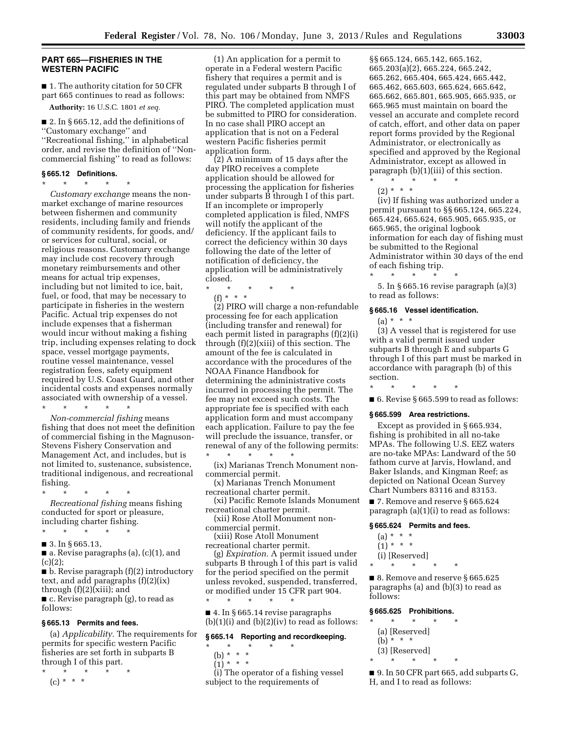## PART 665—FISHERIES IN THE WESTERN PACIFIC

■ 1. The authority citation for 50 CFR part 665 continues to read as follows:

**Authority:** 16 U.S.C. 1801 *et seq.*

■ 2. In § 665.12, add the definitions of ''Customary exchange'' and ''Recreational fishing,'' in alphabetical order, and revise the definition of ''Non-commercial fishing'' to read as follows:

### § 665.12 Definitions.

\* \* \* \* \*

*Customary exchange* means the non-market exchange of marine resources between fishermen and community residents, including family and friends of community residents, for goods, and/or services for cultural, social, or religious reasons. Customary exchange may include cost recovery through monetary reimbursements and other means for actual trip expenses, including but not limited to ice, bait, fuel, or food, that may be necessary to participate in fisheries in the western Pacific. Actual trip expenses do not include expenses that a fisherman would incur without making a fishing trip, including expenses relating to dock space, vessel mortgage payments, routine vessel maintenance, vessel registration fees, safety equipment required by U.S. Coast Guard, and other incidental costs and expenses normally associated with ownership of a vessel.

\* \* \* \* \*

*Non-commercial fishing* means fishing that does not meet the definition of commercial fishing in the Magnuson-Stevens Fishery Conservation and Management Act, and includes, but is not limited to, sustenance, subsistence, traditional indigenous, and recreational fishing.

\* \* \* \* \*

*Recreational fishing* means fishing conducted for sport or pleasure, including charter fishing.

\* \* \* \* \*

■ 3. In § 665.13,

■ a. Revise paragraphs (a), (c)(1), and (c)(2);

■ b. Revise paragraph (f)(2) introductory text, and add paragraphs (f)(2)(ix) through (f)(2)(xiii); and

■ c. Revise paragraph (g), to read as follows:

### § 665.13 Permits and fees.

(a) *Applicability.* The requirements for permits for specific western Pacific fisheries are set forth in subparts B through I of this part.

\* \* \* \* \*

(c) \* \* \*

(1) An application for a permit to operate in a Federal western Pacific fishery that requires a permit and is regulated under subparts B through I of this part may be obtained from NMFS PIRO. The completed application must be submitted to PIRO for consideration. In no case shall PIRO accept an application that is not on a Federal western Pacific fisheries permit application form.

(2) A minimum of 15 days after the day PIRO receives a complete application should be allowed for processing the application for fisheries under subparts B through I of this part. If an incomplete or improperly completed application is filed, NMFS will notify the applicant of the deficiency. If the applicant fails to correct the deficiency within 30 days following the date of the letter of notification of deficiency, the application will be administratively closed.

\* \* \* \* \*

(f) \* \* \*

(2) PIRO will charge a non-refundable processing fee for each application (including transfer and renewal) for each permit listed in paragraphs (f)(2)(i) through (f)(2)(xiii) of this section. The amount of the fee is calculated in accordance with the procedures of the NOAA Finance Handbook for determining the administrative costs incurred in processing the permit. The fee may not exceed such costs. The appropriate fee is specified with each application form and must accompany each application. Failure to pay the fee will preclude the issuance, transfer, or renewal of any of the following permits:

\* \* \* \* \*

(ix) Marianas Trench Monument non-commercial permit.

(x) Marianas Trench Monument recreational charter permit.

(xi) Pacific Remote Islands Monument recreational charter permit.

(xii) Rose Atoll Monument non-commercial permit.

(xiii) Rose Atoll Monument recreational charter permit.

(g) *Expiration.* A permit issued under subparts B through I of this part is valid for the period specified on the permit unless revoked, suspended, transferred, or modified under 15 CFR part 904.

\* \* \* \* \*

■ 4. In § 665.14 revise paragraphs (b)(1)(i) and (b)(2)(iv) to read as follows:

### § 665.14 Reporting and recordkeeping.

\* \* \* \* \*

(b) \* \* \*

(1) \* \* \*

(i) The operator of a fishing vessel subject to the requirements of §§ 665.124, 665.142, 665.162, 665.203(a)(2), 665.224, 665.242, 665.262, 665.404, 665.424, 665.442, 665.462, 665.603, 665.624, 665.642, 665.662, 665.801, 665.905, 665.935, or 665.965 must maintain on board the vessel an accurate and complete record of catch, effort, and other data on paper report forms provided by the Regional Administrator, or electronically as specified and approved by the Regional Administrator, except as allowed in paragraph (b)(1)(iii) of this section.

\* \* \* \* \*

(2) \* \* \*

(iv) If fishing was authorized under a permit pursuant to §§ 665.124, 665.224, 665.424, 665.624, 665.905, 665.935, or 665.965, the original logbook information for each day of fishing must be submitted to the Regional Administrator within 30 days of the end of each fishing trip.

\* \* \* \* \*

5. In § 665.16 revise paragraph (a)(3) to read as follows:

### § 665.16 Vessel identification.

(a) \* \* \*

(3) A vessel that is registered for use with a valid permit issued under subparts B through E and subparts G through I of this part must be marked in accordance with paragraph (b) of this section.

\* \* \* \* \*

■ 6. Revise § 665.599 to read as follows:

### § 665.599 Area restrictions.

Except as provided in § 665.934, fishing is prohibited in all no-take MPAs. The following U.S. EEZ waters are no-take MPAs: Landward of the 50 fathom curve at Jarvis, Howland, and Baker Islands, and Kingman Reef; as depicted on National Ocean Survey Chart Numbers 83116 and 83153.

■ 7. Remove and reserve § 665.624 paragraph (a)(1)(i) to read as follows:

### § 665.624 Permits and fees.

(a) \* \* \*

(1) \* \* \*

(i) [Reserved]

\* \* \* \* \*

■ 8. Remove and reserve § 665.625 paragraphs (a) and (b)(3) to read as follows:

### § 665.625 Prohibitions.

\* \* \* \* \*

(a) [Reserved]

(b) \* \* \*

(3) [Reserved]

\* \* \* \* \*

■ 9. In 50 CFR part 665, add subparts G, H, and I to read as follows: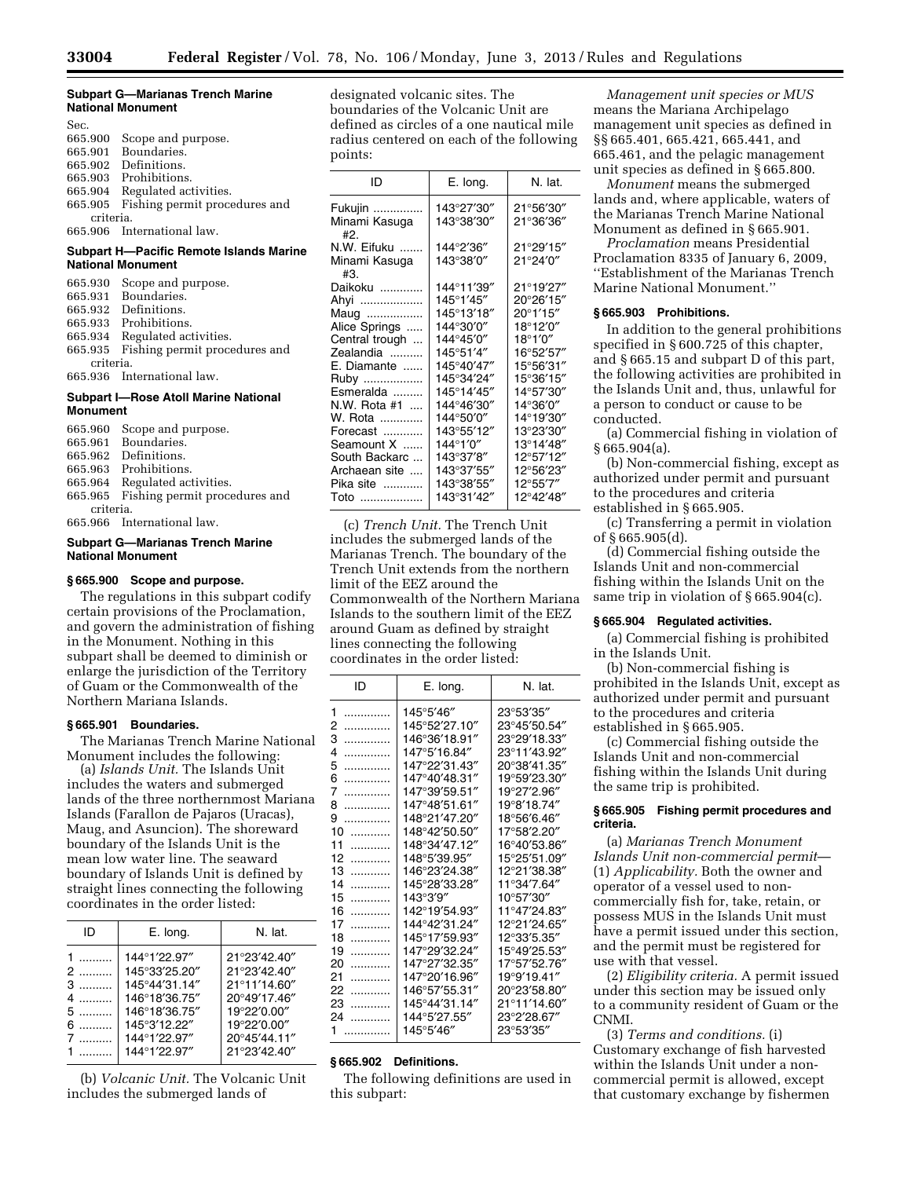**Subpart G—Marianas Trench Marine National Monument**

Sec.
665.900 Scope and purpose.
665.901 Boundaries.
665.902 Definitions.
665.903 Prohibitions.
665.904 Regulated activities.
665.905 Fishing permit procedures and criteria.
665.906 International law.

**Subpart H—Pacific Remote Islands Marine National Monument**

665.930 Scope and purpose.
665.931 Boundaries.
665.932 Definitions.
665.933 Prohibitions.
665.934 Regulated activities.
665.935 Fishing permit procedures and criteria.
665.936 International law.

**Subpart I—Rose Atoll Marine National Monument**

665.960 Scope and purpose.
665.961 Boundaries.
665.962 Definitions.
665.963 Prohibitions.
665.964 Regulated activities.
665.965 Fishing permit procedures and criteria.
665.966 International law.

## Subpart G—Marianas Trench Marine National Monument

### § 665.900 Scope and purpose.

The regulations in this subpart codify certain provisions of the Proclamation, and govern the administration of fishing in the Monument. Nothing in this subpart shall be deemed to diminish or enlarge the jurisdiction of the Territory of Guam or the Commonwealth of the Northern Mariana Islands.

### § 665.901 Boundaries.

The Marianas Trench Marine National Monument includes the following:

(a) *Islands Unit.* The Islands Unit includes the waters and submerged lands of the three northernmost Mariana Islands (Farallon de Pajaros (Uracas), Maug, and Asuncion). The shoreward boundary of the Islands Unit is the mean low water line. The seaward boundary of Islands Unit is defined by straight lines connecting the following coordinates in the order listed:

| ID | E. long. | N. lat. |
|---|---|---|
| 1 | 144°1′22.97″ | 21°23′42.40″ |
| 2 | 145°33′25.20″ | 21°23′42.40″ |
| 3 | 145°44′31.14″ | 21°11′14.60″ |
| 4 | 146°18′36.75″ | 20°49′17.46″ |
| 5 | 146°18′36.75″ | 19°22′0.00″ |
| 6 | 145°3′12.22″ | 19°22′0.00″ |
| 7 | 144°1′22.97″ | 20°45′44.11″ |
| 1 | 144°1′22.97″ | 21°23′42.40″ |

(b) *Volcanic Unit.* The Volcanic Unit includes the submerged lands of designated volcanic sites. The boundaries of the Volcanic Unit are defined as circles of a one nautical mile radius centered on each of the following points:

| ID | E. long. | N. lat. |
|---|---|---|
| Fukujin | 143°27′30″ | 21°56′30″ |
| Minami Kasuga #2. | 143°38′30″ | 21°36′36″ |
| N.W. Eifuku | 144°2′36″ | 21°29′15″ |
| Minami Kasuga #3. | 143°38′0″ | 21°24′0″ |
| Daikoku | 144°11′39″ | 21°19′27″ |
| Ahyi | 145°1′45″ | 20°26′15″ |
| Maug | 145°13′18″ | 20°1′15″ |
| Alice Springs | 144°30′0″ | 18°12′0″ |
| Central trough | 144°45′0″ | 18°1′0″ |
| Zealandia | 145°51′4″ | 16°52′57″ |
| E. Diamante | 145°40′47″ | 15°56′31″ |
| Ruby | 145°34′24″ | 15°36′15″ |
| Esmeralda | 145°14′45″ | 14°57′30″ |
| N.W. Rota #1 | 144°46′30″ | 14°36′0″ |
| W. Rota | 144°50′0″ | 14°19′30″ |
| Forecast | 143°55′12″ | 13°23′30″ |
| Seamount X | 144°1′0″ | 13°14′48″ |
| South Backarc | 143°37′8″ | 12°57′12″ |
| Archaean site | 143°37′55″ | 12°56′23″ |
| Pika site | 143°38′55″ | 12°55′7″ |
| Toto | 143°31′42″ | 12°42′48″ |

(c) *Trench Unit.* The Trench Unit includes the submerged lands of the Marianas Trench. The boundary of the Trench Unit extends from the northern limit of the EEZ around the Commonwealth of the Northern Mariana Islands to the southern limit of the EEZ around Guam as defined by straight lines connecting the following coordinates in the order listed:

| ID | E. long. | N. lat. |
|---|---|---|
| 1 | 145°5′46″ | 23°53′35″ |
| 2 | 145°52′27.10″ | 23°45′50.54″ |
| 3 | 146°36′18.91″ | 23°29′18.33″ |
| 4 | 147°5′16.84″ | 23°11′43.92″ |
| 5 | 147°22′31.43″ | 20°38′41.35″ |
| 6 | 147°40′48.31″ | 19°59′23.30″ |
| 7 | 147°39′59.51″ | 19°27′2.96″ |
| 8 | 147°48′51.61″ | 19°8′18.74″ |
| 9 | 148°21′47.20″ | 18°56′6.46″ |
| 10 | 148°42′50.50″ | 17°58′2.20″ |
| 11 | 148°34′47.12″ | 16°40′53.86″ |
| 12 | 148°5′39.95″ | 15°25′51.09″ |
| 13 | 146°23′24.38″ | 12°21′38.38″ |
| 14 | 145°28′33.28″ | 11°34′7.64″ |
| 15 | 143°3′9″ | 10°57′30″ |
| 16 | 142°19′54.93″ | 11°47′24.83″ |
| 17 | 144°42′31.24″ | 12°21′24.65″ |
| 18 | 145°17′59.93″ | 12°33′5.35″ |
| 19 | 147°29′32.24″ | 15°49′25.53″ |
| 20 | 147°27′32.35″ | 17°57′52.76″ |
| 21 | 147°20′16.96″ | 19°9′19.41″ |
| 22 | 146°57′55.31″ | 20°23′58.80″ |
| 23 | 145°44′31.14″ | 21°11′14.60″ |
| 24 | 144°5′27.55″ | 23°2′28.67″ |
| 1 | 145°5′46″ | 23°53′35″ |

### § 665.902 Definitions.

The following definitions are used in this subpart:

*Management unit species or MUS* means the Mariana Archipelago management unit species as defined in §§ 665.401, 665.421, 665.441, and 665.461, and the pelagic management unit species as defined in § 665.800.

*Monument* means the submerged lands and, where applicable, waters of the Marianas Trench Marine National Monument as defined in § 665.901.

*Proclamation* means Presidential Proclamation 8335 of January 6, 2009, ''Establishment of the Marianas Trench Marine National Monument.''

### § 665.903 Prohibitions.

In addition to the general prohibitions specified in § 600.725 of this chapter, and § 665.15 and subpart D of this part, the following activities are prohibited in the Islands Unit and, thus, unlawful for a person to conduct or cause to be conducted.

(a) Commercial fishing in violation of § 665.904(a).

(b) Non-commercial fishing, except as authorized under permit and pursuant to the procedures and criteria established in § 665.905.

(c) Transferring a permit in violation of § 665.905(d).

(d) Commercial fishing outside the Islands Unit and non-commercial fishing within the Islands Unit on the same trip in violation of § 665.904(c).

### § 665.904 Regulated activities.

(a) Commercial fishing is prohibited in the Islands Unit.

(b) Non-commercial fishing is prohibited in the Islands Unit, except as authorized under permit and pursuant to the procedures and criteria established in § 665.905.

(c) Commercial fishing outside the Islands Unit and non-commercial fishing within the Islands Unit during the same trip is prohibited.

### § 665.905 Fishing permit procedures and criteria.

(a) *Marianas Trench Monument Islands Unit non-commercial permit*—(1) *Applicability.* Both the owner and operator of a vessel used to non-commercially fish for, take, retain, or possess MUS in the Islands Unit must have a permit issued under this section, and the permit must be registered for use with that vessel.

(2) *Eligibility criteria.* A permit issued under this section may be issued only to a community resident of Guam or the CNMI.

(3) *Terms and conditions.* (i) Customary exchange of fish harvested within the Islands Unit under a non-commercial permit is allowed, except that customary exchange by fishermen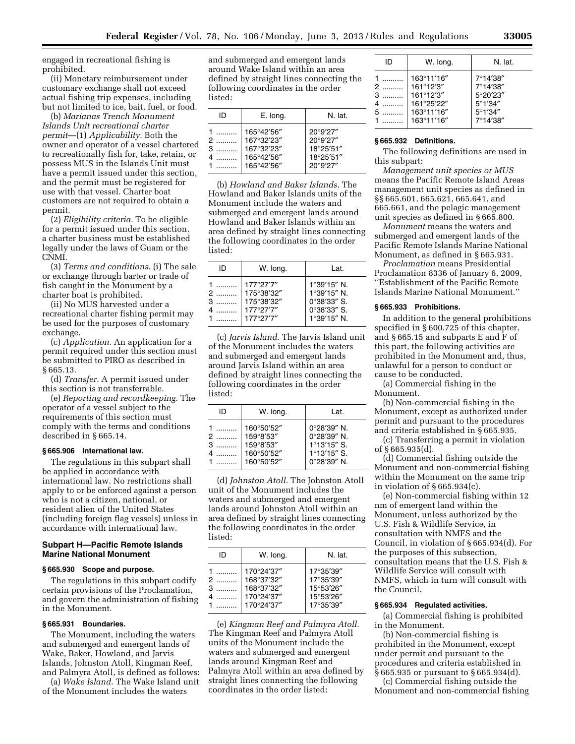engaged in recreational fishing is prohibited.

(ii) Monetary reimbursement under customary exchange shall not exceed actual fishing trip expenses, including but not limited to ice, bait, fuel, or food.

(b) *Marianas Trench Monument Islands Unit recreational charter permit*—(1) *Applicability.* Both the owner and operator of a vessel chartered to recreationally fish for, take, retain, or possess MUS in the Islands Unit must have a permit issued under this section, and the permit must be registered for use with that vessel. Charter boat customers are not required to obtain a permit.

(2) *Eligibility criteria.* To be eligible for a permit issued under this section, a charter business must be established legally under the laws of Guam or the CNMI.

(3) *Terms and conditions.* (i) The sale or exchange through barter or trade of fish caught in the Monument by a charter boat is prohibited.

(ii) No MUS harvested under a recreational charter fishing permit may be used for the purposes of customary exchange.

(c) *Application.* An application for a permit required under this section must be submitted to PIRO as described in § 665.13.

(d) *Transfer.* A permit issued under this section is not transferrable.

(e) *Reporting and recordkeeping.* The operator of a vessel subject to the requirements of this section must comply with the terms and conditions described in § 665.14.

### § 665.906 International law.

The regulations in this subpart shall be applied in accordance with international law. No restrictions shall apply to or be enforced against a person who is not a citizen, national, or resident alien of the United States (including foreign flag vessels) unless in accordance with international law.

## Subpart H—Pacific Remote Islands Marine National Monument

### § 665.930 Scope and purpose.

The regulations in this subpart codify certain provisions of the Proclamation, and govern the administration of fishing in the Monument.

### § 665.931 Boundaries.

The Monument, including the waters and submerged and emergent lands of Wake, Baker, Howland, and Jarvis Islands, Johnston Atoll, Kingman Reef, and Palmyra Atoll, is defined as follows:

(a) *Wake Island.* The Wake Island unit of the Monument includes the waters and submerged and emergent lands around Wake Island within an area defined by straight lines connecting the following coordinates in the order listed:

| ID | E. long. | N. lat. |
|---|---|---|
| 1 .......... | 165°42′56″ | 20°9′27″ |
| 2 .......... | 167°32′23″ | 20°9′27″ |
| 3 .......... | 167°32′23″ | 18°25′51″ |
| 4 .......... | 165°42′56″ | 18°25′51″ |
| 1 .......... | 165°42′56″ | 20°9′27″ |

(b) *Howland and Baker Islands.* The Howland and Baker Islands units of the Monument include the waters and submerged and emergent lands around Howland and Baker Islands within an area defined by straight lines connecting the following coordinates in the order listed:

| ID | W. long. | Lat. |
|---|---|---|
| 1 .......... | 177°27′7″ | 1°39′15″ N. |
| 2 .......... | 175°38′32″ | 1°39′15″ N. |
| 3 .......... | 175°38′32″ | 0°38′33″ S. |
| 4 .......... | 177°27′7″ | 0°38′33″ S. |
| 1 .......... | 177°27′7″ | 1°39′15″ N. |

(c) *Jarvis Island.* The Jarvis Island unit of the Monument includes the waters and submerged and emergent lands around Jarvis Island within an area defined by straight lines connecting the following coordinates in the order listed:

| ID | W. long. | Lat. |
|---|---|---|
| 1 .......... | 160°50′52″ | 0°28′39″ N. |
| 2 .......... | 159°8′53″ | 0°28′39″ N. |
| 3 .......... | 159°8′53″ | 1°13′15″ S. |
| 4 .......... | 160°50′52″ | 1°13′15″ S. |
| 1 .......... | 160°50′52″ | 0°28′39″ N. |

(d) *Johnston Atoll.* The Johnston Atoll unit of the Monument includes the waters and submerged and emergent lands around Johnston Atoll within an area defined by straight lines connecting the following coordinates in the order listed:

| ID | W. long. | N. lat. |
|---|---|---|
| 1 .......... | 170°24′37″ | 17°35′39″ |
| 2 .......... | 168°37′32″ | 17°35′39″ |
| 3 .......... | 168°37′32″ | 15°53′26″ |
| 4 .......... | 170°24′37″ | 15°53′26″ |
| 1 .......... | 170°24′37″ | 17°35′39″ |

(e) *Kingman Reef and Palmyra Atoll.* The Kingman Reef and Palmyra Atoll units of the Monument include the waters and submerged and emergent lands around Kingman Reef and Palmyra Atoll within an area defined by straight lines connecting the following coordinates in the order listed:

| ID | W. long. | N. lat. |
|---|---|---|
| 1 .......... | 163°11′16″ | 7°14′38″ |
| 2 .......... | 161°12′3″ | 7°14′38″ |
| 3 .......... | 161°12′3″ | 5°20′23″ |
| 4 .......... | 161°25′22″ | 5°1′34″ |
| 5 .......... | 163°11′16″ | 5°1′34″ |
| 1 .......... | 163°11′16″ | 7°14′38″ |

### § 665.932 Definitions.

The following definitions are used in this subpart:

*Management unit species or MUS* means the Pacific Remote Island Areas management unit species as defined in §§ 665.601, 665.621, 665.641, and 665.661, and the pelagic management unit species as defined in § 665.800.

*Monument* means the waters and submerged and emergent lands of the Pacific Remote Islands Marine National Monument, as defined in § 665.931.

*Proclamation* means Presidential Proclamation 8336 of January 6, 2009, ''Establishment of the Pacific Remote Islands Marine National Monument.''

### § 665.933 Prohibitions.

In addition to the general prohibitions specified in § 600.725 of this chapter, and § 665.15 and subparts E and F of this part, the following activities are prohibited in the Monument and, thus, unlawful for a person to conduct or cause to be conducted.

(a) Commercial fishing in the Monument.

(b) Non-commercial fishing in the Monument, except as authorized under permit and pursuant to the procedures and criteria established in § 665.935.

(c) Transferring a permit in violation of § 665.935(d).

(d) Commercial fishing outside the Monument and non-commercial fishing within the Monument on the same trip in violation of § 665.934(c).

(e) Non-commercial fishing within 12 nm of emergent land within the Monument, unless authorized by the U.S. Fish & Wildlife Service, in consultation with NMFS and the Council, in violation of § 665.934(d). For the purposes of this subsection, consultation means that the U.S. Fish & Wildlife Service will consult with NMFS, which in turn will consult with the Council.

### § 665.934 Regulated activities.

(a) Commercial fishing is prohibited in the Monument.

(b) Non-commercial fishing is prohibited in the Monument, except under permit and pursuant to the procedures and criteria established in § 665.935 or pursuant to § 665.934(d).

(c) Commercial fishing outside the Monument and non-commercial fishing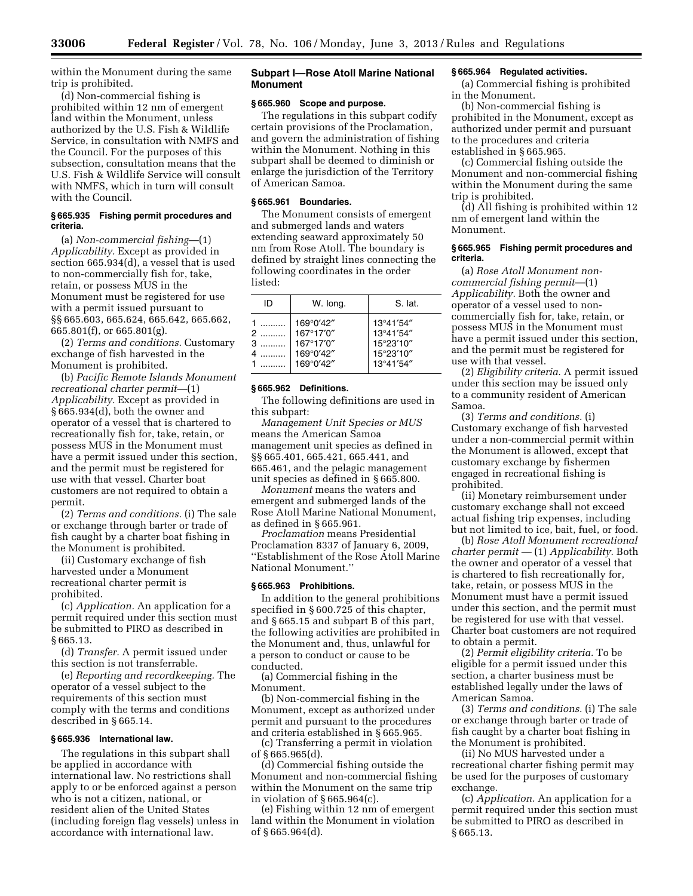within the Monument during the same trip is prohibited.

(d) Non-commercial fishing is prohibited within 12 nm of emergent land within the Monument, unless authorized by the U.S. Fish & Wildlife Service, in consultation with NMFS and the Council. For the purposes of this subsection, consultation means that the U.S. Fish & Wildlife Service will consult with NMFS, which in turn will consult with the Council.

### § 665.935 Fishing permit procedures and criteria.

(a) *Non-commercial fishing*—(1) *Applicability.* Except as provided in section 665.934(d), a vessel that is used to non-commercially fish for, take, retain, or possess MUS in the Monument must be registered for use with a permit issued pursuant to §§ 665.603, 665.624, 665.642, 665.662, 665.801(f), or 665.801(g).

(2) *Terms and conditions.* Customary exchange of fish harvested in the Monument is prohibited.

(b) *Pacific Remote Islands Monument recreational charter permit*—(1) *Applicability.* Except as provided in § 665.934(d), both the owner and operator of a vessel that is chartered to recreationally fish for, take, retain, or possess MUS in the Monument must have a permit issued under this section, and the permit must be registered for use with that vessel. Charter boat customers are not required to obtain a permit.

(2) *Terms and conditions.* (i) The sale or exchange through barter or trade of fish caught by a charter boat fishing in the Monument is prohibited.

(ii) Customary exchange of fish harvested under a Monument recreational charter permit is prohibited.

(c) *Application.* An application for a permit required under this section must be submitted to PIRO as described in § 665.13.

(d) *Transfer.* A permit issued under this section is not transferrable.

(e) *Reporting and recordkeeping.* The operator of a vessel subject to the requirements of this section must comply with the terms and conditions described in § 665.14.

### § 665.936 International law.

The regulations in this subpart shall be applied in accordance with international law. No restrictions shall apply to or be enforced against a person who is not a citizen, national, or resident alien of the United States (including foreign flag vessels) unless in accordance with international law.

## Subpart I—Rose Atoll Marine National Monument

### § 665.960 Scope and purpose.

The regulations in this subpart codify certain provisions of the Proclamation, and govern the administration of fishing within the Monument. Nothing in this subpart shall be deemed to diminish or enlarge the jurisdiction of the Territory of American Samoa.

### § 665.961 Boundaries.

The Monument consists of emergent and submerged lands and waters extending seaward approximately 50 nm from Rose Atoll. The boundary is defined by straight lines connecting the following coordinates in the order listed:

| ID | W. long. | S. lat. |
|---|---|---|
| 1 .......... | 169°0′42″ | 13°41′54″ |
| 2 .......... | 167°17′0″ | 13°41′54″ |
| 3 .......... | 167°17′0″ | 15°23′10″ |
| 4 .......... | 169°0′42″ | 15°23′10″ |
| 1 .......... | 169°0′42″ | 13°41′54″ |

### § 665.962 Definitions.

The following definitions are used in this subpart:

*Management Unit Species or MUS* means the American Samoa management unit species as defined in §§ 665.401, 665.421, 665.441, and 665.461, and the pelagic management unit species as defined in § 665.800.

*Monument* means the waters and emergent and submerged lands of the Rose Atoll Marine National Monument, as defined in § 665.961.

*Proclamation* means Presidential Proclamation 8337 of January 6, 2009, ''Establishment of the Rose Atoll Marine National Monument.''

### § 665.963 Prohibitions.

In addition to the general prohibitions specified in § 600.725 of this chapter, and § 665.15 and subpart B of this part, the following activities are prohibited in the Monument and, thus, unlawful for a person to conduct or cause to be conducted.

(a) Commercial fishing in the Monument.

(b) Non-commercial fishing in the Monument, except as authorized under permit and pursuant to the procedures and criteria established in § 665.965.

(c) Transferring a permit in violation of § 665.965(d).

(d) Commercial fishing outside the Monument and non-commercial fishing within the Monument on the same trip in violation of § 665.964(c).

(e) Fishing within 12 nm of emergent land within the Monument in violation of § 665.964(d).

### § 665.964 Regulated activities.

(a) Commercial fishing is prohibited in the Monument.

(b) Non-commercial fishing is prohibited in the Monument, except as authorized under permit and pursuant to the procedures and criteria established in § 665.965.

(c) Commercial fishing outside the Monument and non-commercial fishing within the Monument during the same trip is prohibited.

(d) All fishing is prohibited within 12 nm of emergent land within the Monument.

### § 665.965 Fishing permit procedures and criteria.

(a) *Rose Atoll Monument non-commercial fishing permit*—(1) *Applicability.* Both the owner and operator of a vessel used to non-commercially fish for, take, retain, or possess MUS in the Monument must have a permit issued under this section, and the permit must be registered for use with that vessel.

(2) *Eligibility criteria.* A permit issued under this section may be issued only to a community resident of American Samoa.

(3) *Terms and conditions.* (i) Customary exchange of fish harvested under a non-commercial permit within the Monument is allowed, except that customary exchange by fishermen engaged in recreational fishing is prohibited.

(ii) Monetary reimbursement under customary exchange shall not exceed actual fishing trip expenses, including but not limited to ice, bait, fuel, or food.

(b) *Rose Atoll Monument recreational charter permit* — (1) *Applicability.* Both the owner and operator of a vessel that is chartered to fish recreationally for, take, retain, or possess MUS in the Monument must have a permit issued under this section, and the permit must be registered for use with that vessel. Charter boat customers are not required to obtain a permit.

(2) *Permit eligibility criteria.* To be eligible for a permit issued under this section, a charter business must be established legally under the laws of American Samoa.

(3) *Terms and conditions.* (i) The sale or exchange through barter or trade of fish caught by a charter boat fishing in the Monument is prohibited.

(ii) No MUS harvested under a recreational charter fishing permit may be used for the purposes of customary exchange.

(c) *Application.* An application for a permit required under this section must be submitted to PIRO as described in § 665.13.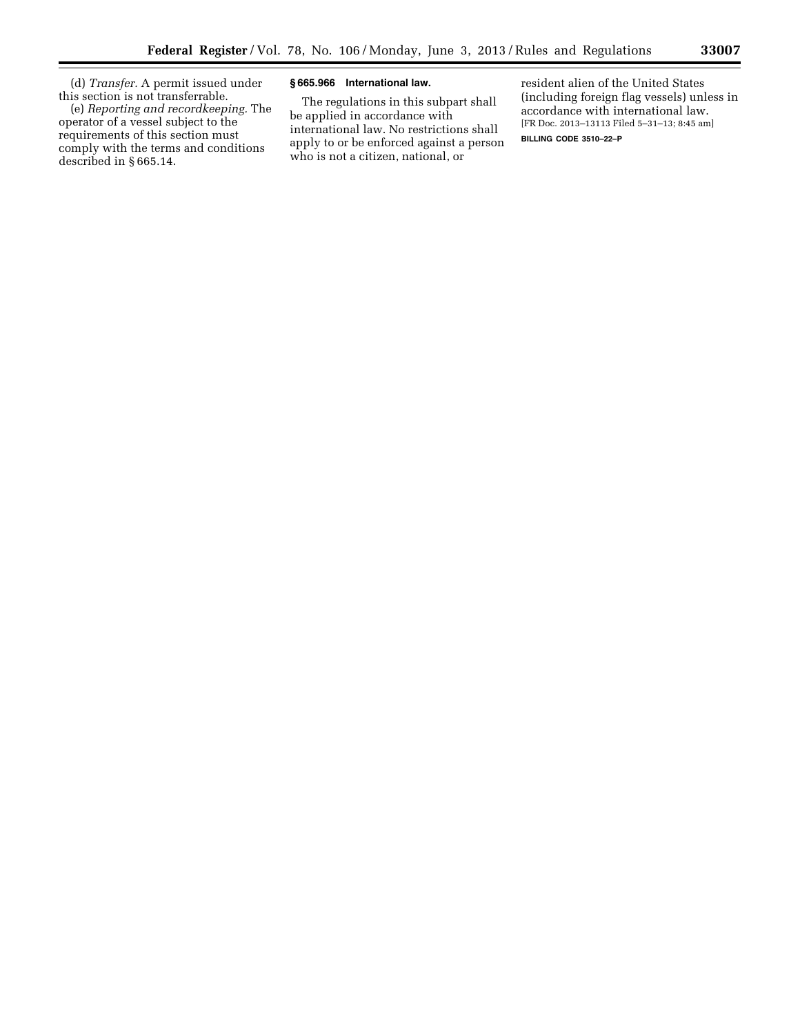(d) *Transfer.* A permit issued under this section is not transferrable.

(e) *Reporting and recordkeeping.* The operator of a vessel subject to the requirements of this section must comply with the terms and conditions described in § 665.14.

### § 665.966 International law.

The regulations in this subpart shall be applied in accordance with international law. No restrictions shall apply to or be enforced against a person who is not a citizen, national, or resident alien of the United States (including foreign flag vessels) unless in accordance with international law.

[FR Doc. 2013–13113 Filed 5–31–13; 8:45 am]

**BILLING CODE 3510–22–P**